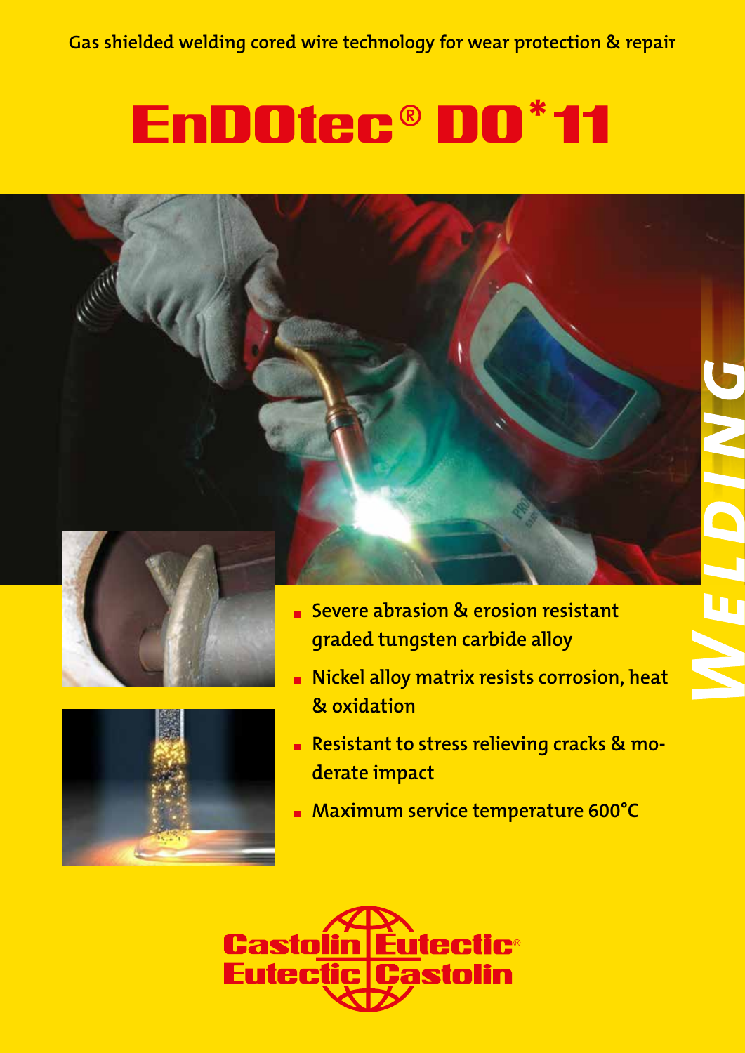Gas shielded welding cored wire technology for wear protection & repair

# EnDOtec® DO*11

WELDING

- Severe abrasion & erosion resistant graded tungsten carbide alloy
- Nickel alloy matrix resists corrosion, heat & oxidation
- Resistant to stress relieving cracks & moderate impact
- Maximum service temperature 600°C

Castolin Eutectic®
Eutectic Castolin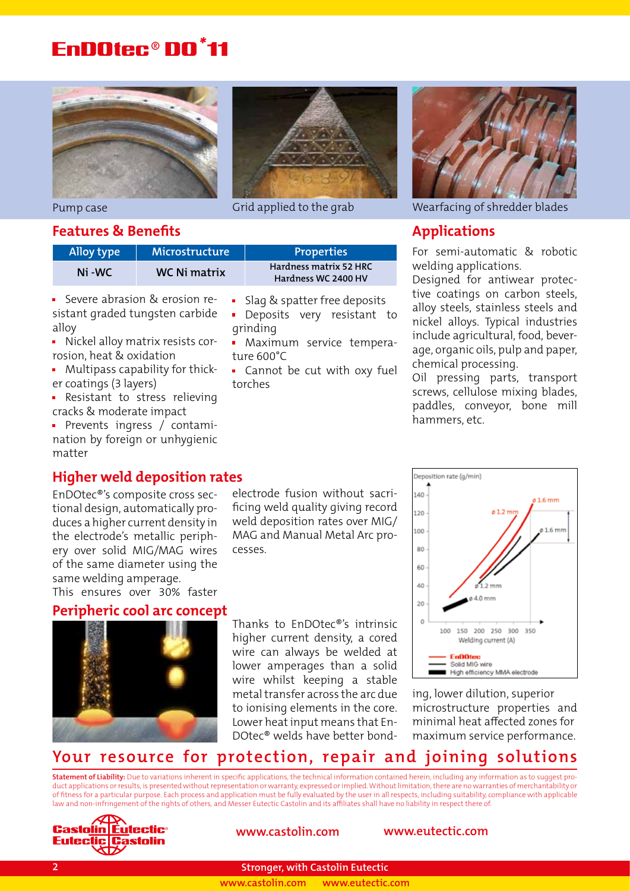# EnDOtec® DO*11

Pump case

Grid applied to the grab

Wearfacing of shredder blades

## Features & Benefits

| Alloy type | Microstructure | Properties |
|---|---|---|
| Ni -WC | WC Ni matrix | Hardness matrix 52 HRC<br>Hardness WC 2400 HV |

- Severe abrasion & erosion resistant graded tungsten carbide alloy
- Nickel alloy matrix resists corrosion, heat & oxidation
- Multipass capability for thicker coatings (3 layers)
- Resistant to stress relieving cracks & moderate impact
- Prevents ingress / contamination by foreign or unhygienic matter
- Slag & spatter free deposits
- Deposits very resistant to grinding
- Maximum service temperature 600°C
- Cannot be cut with oxy fuel torches

## Applications

For semi-automatic & robotic welding applications.

Designed for antiwear protective coatings on carbon steels, alloy steels, stainless steels and nickel alloys. Typical industries include agricultural, food, beverage, organic oils, pulp and paper, chemical processing.

Oil pressing parts, transport screws, cellulose mixing blades, paddles, conveyor, bone mill hammers, etc.

## Higher weld deposition rates

EnDOtec®'s composite cross sectional design, automatically produces a higher current density in the electrode's metallic periphery over solid MIG/MAG wires of the same diameter using the same welding amperage.

This ensures over 30% faster electrode fusion without sacrificing weld quality giving record weld deposition rates over MIG/MAG and Manual Metal Arc processes.

Deposition rate (g/min)
140
120
100
80
60
40
20
0
100 150 200 250 300 350
Welding current (A)
ø 1.6 mm
ø 1.2 mm
ø 1.6 mm
ø 1.2 mm
ø 4.0 mm
EnDOtec
Solid MIG wire
High efficiency MMA electrode

## Peripheric cool arc concept

Thanks to EnDOtec®'s intrinsic higher current density, a cored wire can always be welded at lower amperages than a solid wire whilst keeping a stable metal transfer across the arc due to ionising elements in the core. Lower heat input means that EnDOtec® welds have better bonding, lower dilution, superior microstructure properties and minimal heat affected zones for maximum service performance.

## Your resource for protection, repair and joining solutions

**Statement of Liability:** Due to variations inherent in specific applications, the technical information contained herein, including any information as to suggest product applications or results, is presented without representation or warranty, expressed or implied. Without limitation, there are no warranties of merchantability or of fitness for a particular purpose. Each process and application must be fully evaluated by the user in all respects, including suitability, compliance with applicable law and non-infringement of the rights of others, and Messer Eutectic Castolin and its affiliates shall have no liability in respect there of.

Castolin Eutectic® Eutectic Castolin

www.castolin.com www.eutectic.com

Stronger, with Castolin Eutectic